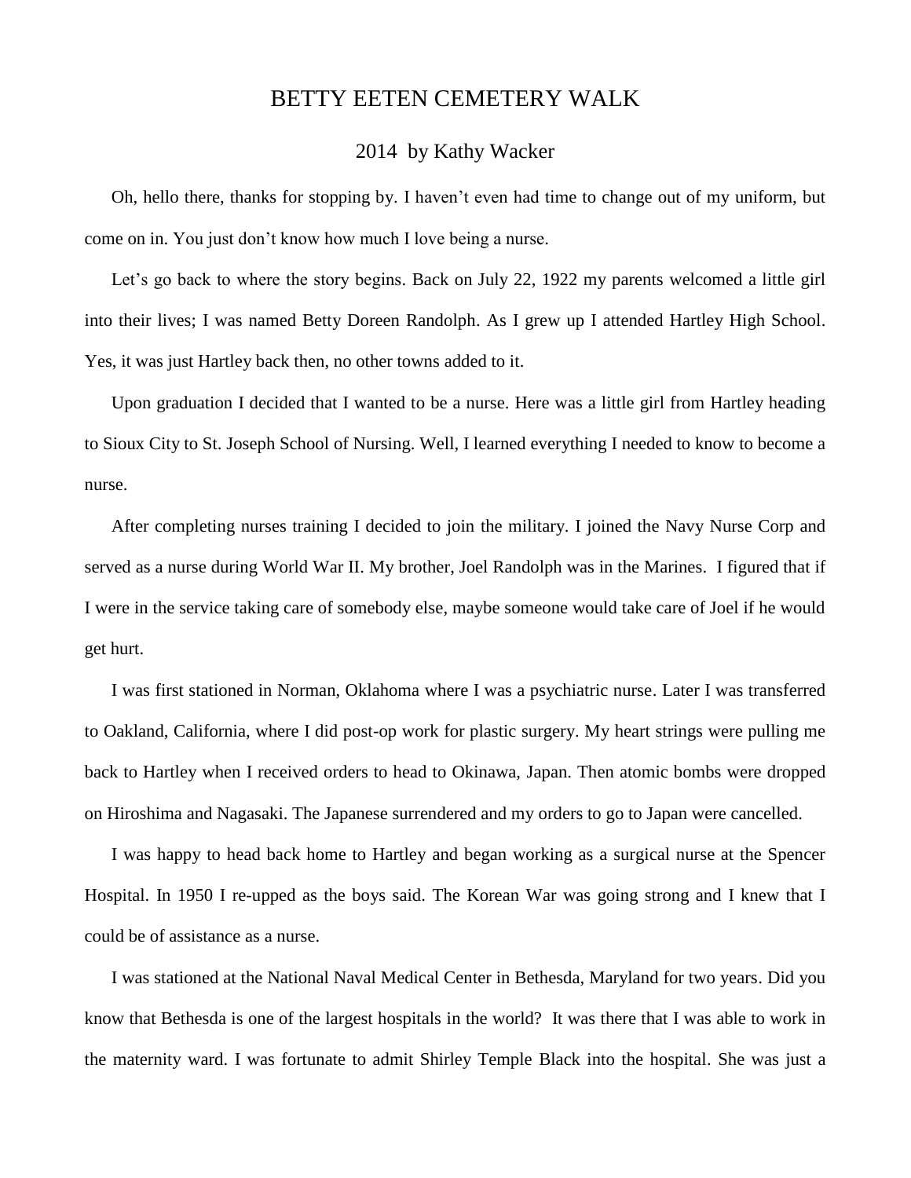# BETTY EETEN CEMETERY WALK

## 2014 by Kathy Wacker

Oh, hello there, thanks for stopping by. I haven't even had time to change out of my uniform, but come on in. You just don't know how much I love being a nurse.

Let's go back to where the story begins. Back on July 22, 1922 my parents welcomed a little girl into their lives; I was named Betty Doreen Randolph. As I grew up I attended Hartley High School. Yes, it was just Hartley back then, no other towns added to it.

Upon graduation I decided that I wanted to be a nurse. Here was a little girl from Hartley heading to Sioux City to St. Joseph School of Nursing. Well, I learned everything I needed to know to become a nurse.

After completing nurses training I decided to join the military. I joined the Navy Nurse Corp and served as a nurse during World War II. My brother, Joel Randolph was in the Marines. I figured that if I were in the service taking care of somebody else, maybe someone would take care of Joel if he would get hurt.

I was first stationed in Norman, Oklahoma where I was a psychiatric nurse. Later I was transferred to Oakland, California, where I did post-op work for plastic surgery. My heart strings were pulling me back to Hartley when I received orders to head to Okinawa, Japan. Then atomic bombs were dropped on Hiroshima and Nagasaki. The Japanese surrendered and my orders to go to Japan were cancelled.

I was happy to head back home to Hartley and began working as a surgical nurse at the Spencer Hospital. In 1950 I re-upped as the boys said. The Korean War was going strong and I knew that I could be of assistance as a nurse.

I was stationed at the National Naval Medical Center in Bethesda, Maryland for two years. Did you know that Bethesda is one of the largest hospitals in the world? It was there that I was able to work in the maternity ward. I was fortunate to admit Shirley Temple Black into the hospital. She was just a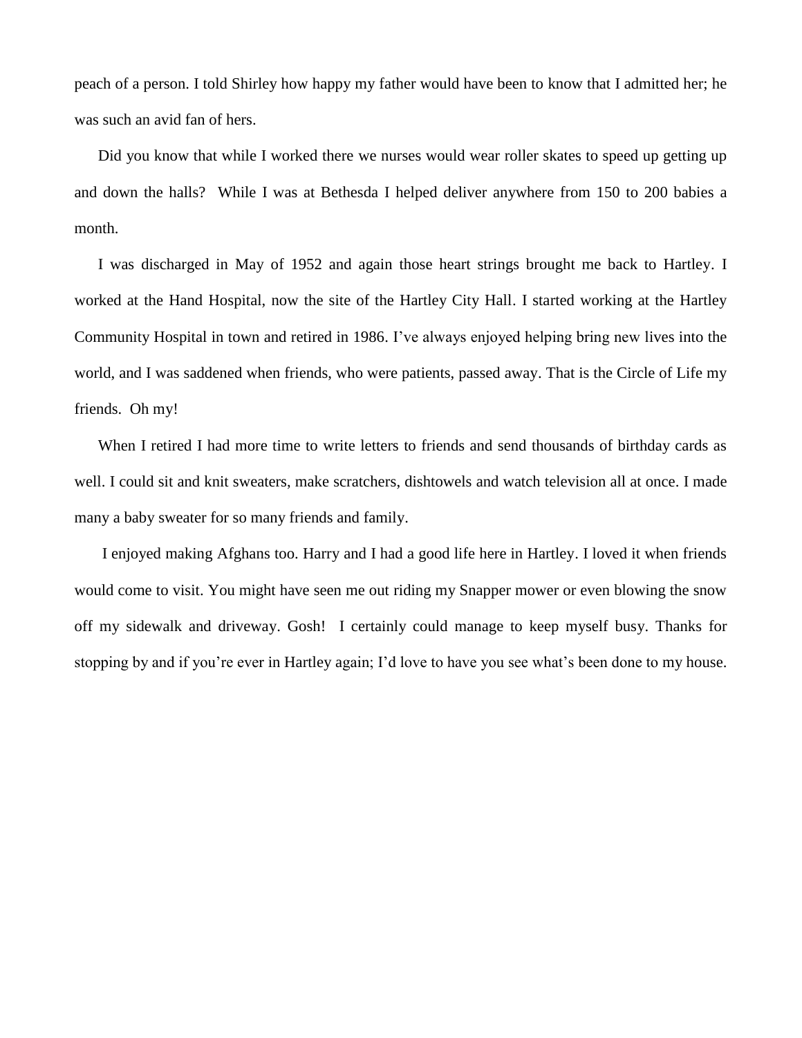peach of a person. I told Shirley how happy my father would have been to know that I admitted her; he was such an avid fan of hers.

Did you know that while I worked there we nurses would wear roller skates to speed up getting up and down the halls? While I was at Bethesda I helped deliver anywhere from 150 to 200 babies a month.

I was discharged in May of 1952 and again those heart strings brought me back to Hartley. I worked at the Hand Hospital, now the site of the Hartley City Hall. I started working at the Hartley Community Hospital in town and retired in 1986. I've always enjoyed helping bring new lives into the world, and I was saddened when friends, who were patients, passed away. That is the Circle of Life my friends. Oh my!

When I retired I had more time to write letters to friends and send thousands of birthday cards as well. I could sit and knit sweaters, make scratchers, dishtowels and watch television all at once. I made many a baby sweater for so many friends and family.

I enjoyed making Afghans too. Harry and I had a good life here in Hartley. I loved it when friends would come to visit. You might have seen me out riding my Snapper mower or even blowing the snow off my sidewalk and driveway. Gosh! I certainly could manage to keep myself busy. Thanks for stopping by and if you're ever in Hartley again; I'd love to have you see what's been done to my house.